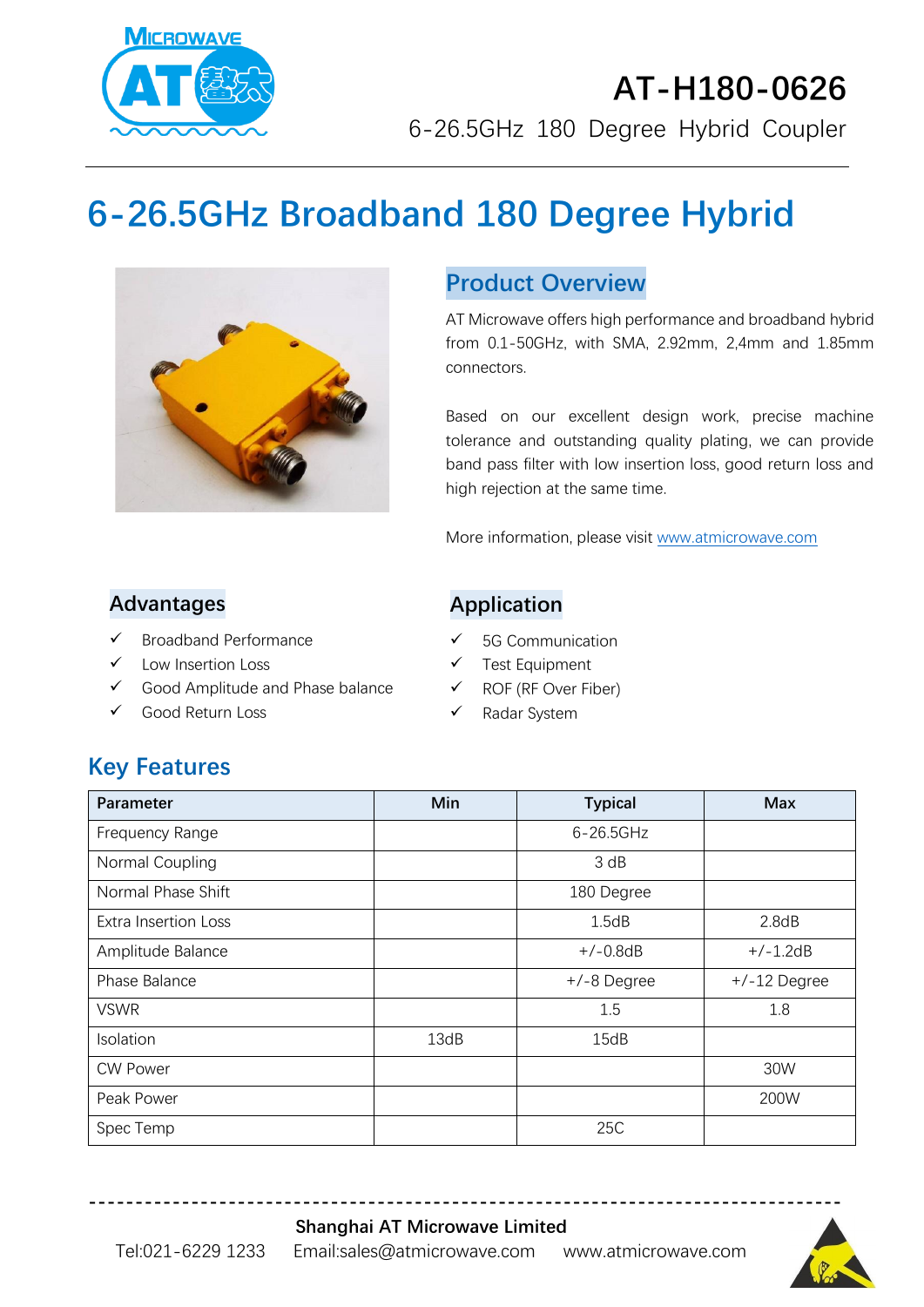# AT-H180-0626

6-26.5GHz 180 Degree Hybrid Coupler

# 6-26.5GHz Broadband 180 Degree Hybrid

## Product Overview

AT Microwave offers high performance and broadband hybrid from 0.1-50GHz, with SMA, 2.92mm, 2,4mm and 1.85mm connectors.

Based on our excellent design work, precise machine tolerance and outstanding quality plating, we can provide band pass filter with low insertion loss, good return loss and high rejection at the same time.

More information, please visit www.atmicrowave.com

## Advantages

- ✓ Broadband Performance
- ✓ Low Insertion Loss
- ✓ Good Amplitude and Phase balance
- ✓ Good Return Loss

## Application

- ✓ 5G Communication
- ✓ Test Equipment
- ✓ ROF (RF Over Fiber)
- ✓ Radar System

## Key Features

| Parameter | Min | Typical | Max |
|---|---|---|---|
| Frequency Range | | 6-26.5GHz | |
| Normal Coupling | | 3 dB | |
| Normal Phase Shift | | 180 Degree | |
| Extra Insertion Loss | | 1.5dB | 2.8dB |
| Amplitude Balance | | +/-0.8dB | +/-1.2dB |
| Phase Balance | | +/-8 Degree | +/-12 Degree |
| VSWR | | 1.5 | 1.8 |
| Isolation | 13dB | 15dB | |
| CW Power | | | 30W |
| Peak Power | | | 200W |
| Spec Temp | | 25C | |

**Shanghai AT Microwave Limited**

Tel:021-6229 1233 Email:sales@atmicrowave.com www.atmicrowave.com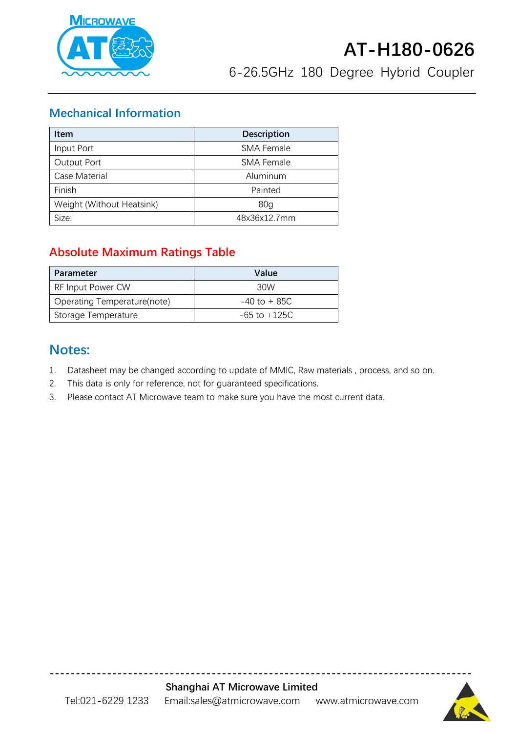# AT-H180-0626

6-26.5GHz 180 Degree Hybrid Coupler

## Mechanical Information

| Item | Description |
|---|---|
| Input Port | SMA Female |
| Output Port | SMA Female |
| Case Material | Aluminum |
| Finish | Painted |
| Weight (Without Heatsink) | 80g |
| Size: | 48x36x12.7mm |

## Absolute Maximum Ratings Table

| Parameter | Value |
|---|---|
| RF Input Power CW | 30W |
| Operating Temperature(note) | -40 to + 85C |
| Storage Temperature | -65 to +125C |

## Notes:

1. Datasheet may be changed according to update of MMIC, Raw materials , process, and so on.
2. This data is only for reference, not for guaranteed specifications.
3. Please contact AT Microwave team to make sure you have the most current data.

**Shanghai AT Microwave Limited**

Tel:021-6229 1233 Email:sales@atmicrowave.com www.atmicrowave.com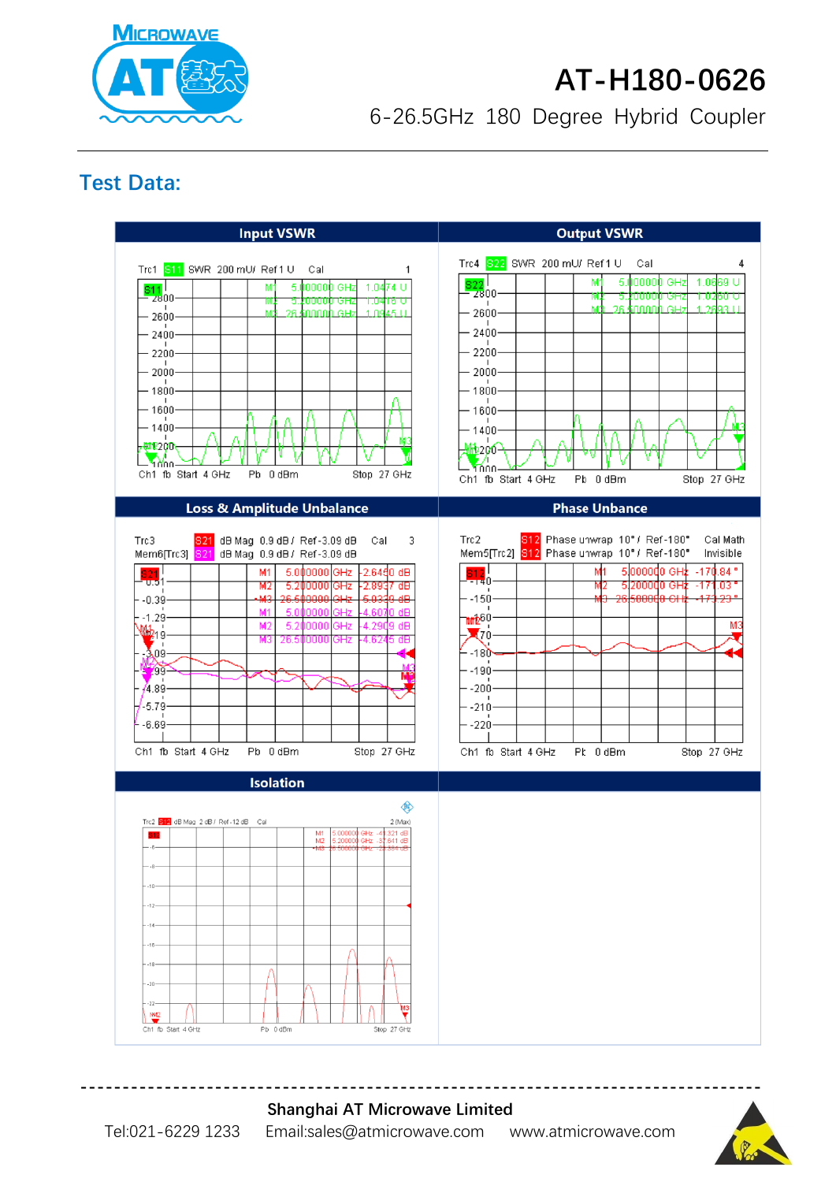# AT-H180-0626

6-26.5GHz 180 Degree Hybrid Coupler

## Test Data:

| Input VSWR | Output VSWR |
|---|---|
| Trc1 S11 SWR 200 mU/ Ref 1 U Cal<br>M1 5.000000 GHz 1.0474 U<br>M2 5.200000 GHz 1.0470 U<br>M3 26.500000 GHz 1.0945 U<br>Ch1 fb Start 4 GHz Pb 0 dBm Stop 27 GHz | Trc4 S22 SWR 200 mU/ Ref 1 U Cal<br>M1 5.000000 GHz 1.0669 U<br>M2 5.200000 GHz 1.0260 U<br>M3 26.500000 GHz 1.2893 U<br>Ch1 fb Start 4 GHz Pb 0 dBm Stop 27 GHz |

| Loss & Amplitude Unbalance | Phase Unbance |
|---|---|
| Trc3 S21 dB Mag 0.9 dB / Ref -3.09 dB Cal<br>Mem6[Trc3] S21 dB Mag 0.9 dB / Ref -3.09 dB<br>M1 5.000000 GHz -2.6450 dB<br>M2 5.200000 GHz -2.8937 dB<br>M3 26.500000 GHz -5.0339 dB<br>M1 5.000000 GHz -4.6070 dB<br>M2 5.200000 GHz -4.2909 dB<br>M3 26.500000 GHz -4.6245 dB<br>Ch1 fb Start 4 GHz Pb 0 dBm Stop 27 GHz | Trc2 S12 Phase unwrap 10° / Ref -180° Cal Math<br>Mem5[Trc2] S12 Phase unwrap 10° / Ref -180° Invisible<br>M1 5.000000 GHz -178.84 °<br>M2 5.200000 GHz -177.03 °<br>M3 26.500000 GHz -173.23 °<br>Ch1 fb Start 4 GHz Pb 0 dBm Stop 27 GHz |

| Isolation |
|---|
| Trc2 S12 dB Mag 2 dB / Ref -12 dB Cal<br>M1 5.000000 GHz -41.321 dB<br>M2 5.200000 GHz -37.641 dB<br>M3 26.500000 GHz -23.384 dB<br>Ch1 fb Start 4 GHz Pb 0 dBm Stop 27 GHz |

**Shanghai AT Microwave Limited**

Tel:021-6229 1233 Email:sales@atmicrowave.com www.atmicrowave.com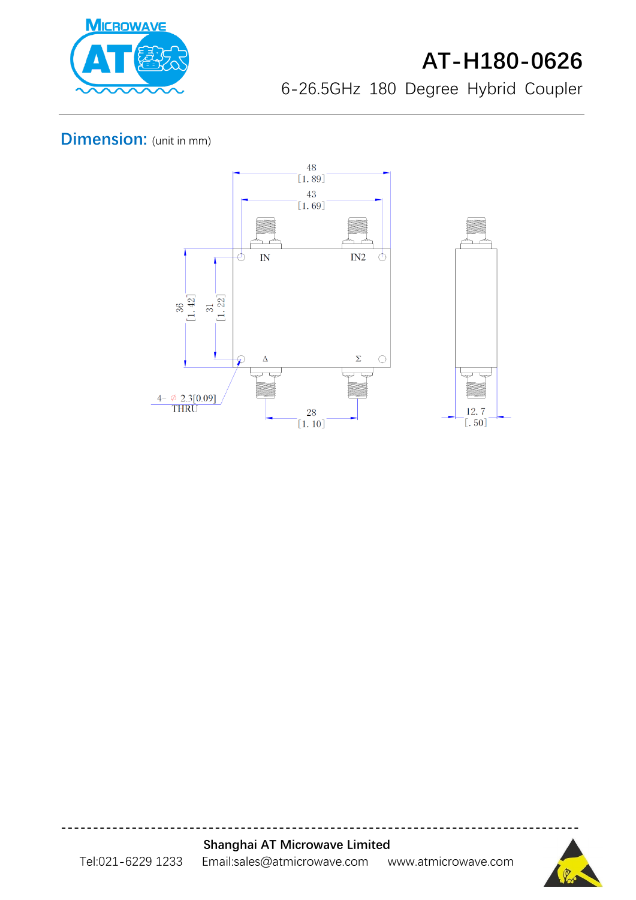# AT-H180-0626

6-26.5GHz 180 Degree Hybrid Coupler

## Dimension: (unit in mm)

48
[1.89]

43
[1.69]

IN

IN2

36
[1.42]

31
[1.22]

Δ

Σ

4- ∅ 2.3[0.09]
THRU

28
[1.10]

12.7
[.50]

**Shanghai AT Microwave Limited**

Tel:021-6229 1233 Email:sales@atmicrowave.com www.atmicrowave.com